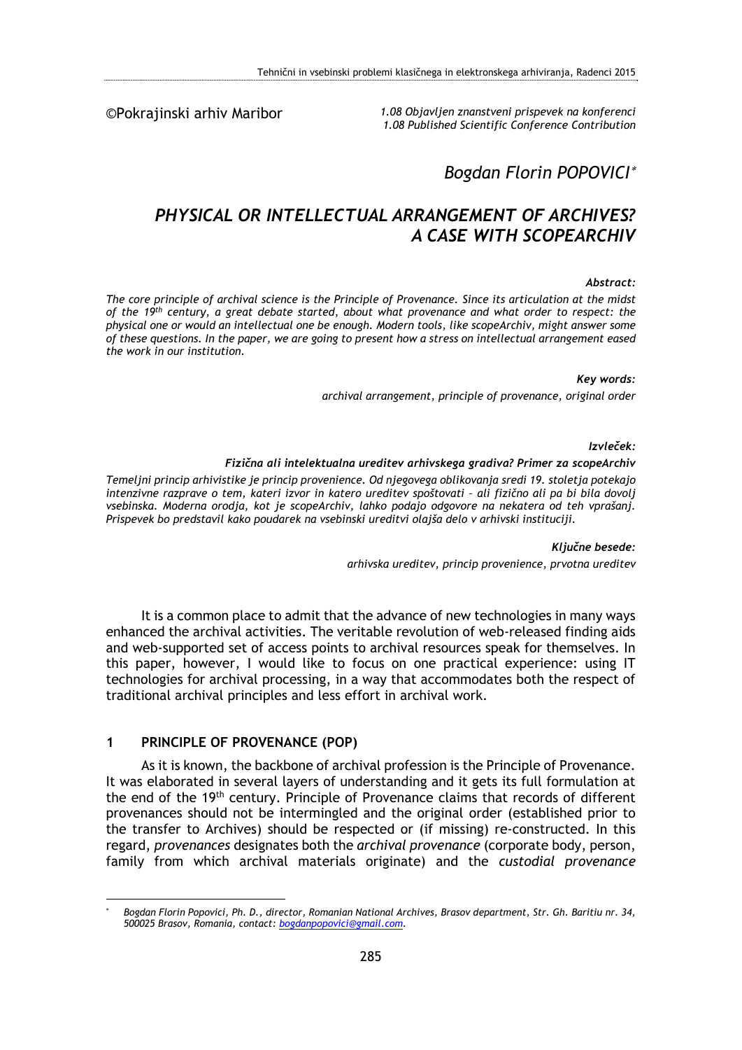©Pokrajinski arhiv Maribor

*1.08 Objavljen znanstveni prispevek na konferenci*
*1.08 Published Scientific Conference Contribution*

*Bogdan Florin POPOVICI*[*]

# *PHYSICAL OR INTELLECTUAL ARRANGEMENT OF ARCHIVES? A CASE WITH SCOPEARCHIV*

***Abstract:***

*The core principle of archival science is the Principle of Provenance. Since its articulation at the midst of the 19th century, a great debate started, about what provenance and what order to respect: the physical one or would an intellectual one be enough. Modern tools, like scopeArchiv, might answer some of these questions. In the paper, we are going to present how a stress on intellectual arrangement eased the work in our institution.*

***Key words:***

*archival arrangement, principle of provenance, original order*

***Izvleček:***

***Fizična ali intelektualna ureditev arhivskega gradiva? Primer za scopeArchiv***

*Temeljni princip arhivistike je princip provenience. Od njegovega oblikovanja sredi 19. stoletja potekajo intenzivne razprave o tem, kateri izvor in katero ureditev spoštovati – ali fizično ali pa bi bila dovolj vsebinska. Moderna orodja, kot je scopeArchiv, lahko podajo odgovore na nekatera od teh vprašanj. Prispevek bo predstavil kako poudarek na vsebinski ureditvi olajša delo v arhivski instituciji.*

***Ključne besede:***

*arhivska ureditev, princip provenience, prvotna ureditev*

It is a common place to admit that the advance of new technologies in many ways enhanced the archival activities. The veritable revolution of web-released finding aids and web-supported set of access points to archival resources speak for themselves. In this paper, however, I would like to focus on one practical experience: using IT technologies for archival processing, in a way that accommodates both the respect of traditional archival principles and less effort in archival work.

## 1 PRINCIPLE OF PROVENANCE (POP)

As it is known, the backbone of archival profession is the Principle of Provenance. It was elaborated in several layers of understanding and it gets its full formulation at the end of the 19th century. Principle of Provenance claims that records of different provenances should not be intermingled and the original order (established prior to the transfer to Archives) should be respected or (if missing) re-constructed. In this regard, *provenances* designates both the *archival provenance* (corporate body, person, family from which archival materials originate) and the *custodial provenance*

---

[*] *Bogdan Florin Popovici, Ph. D., director, Romanian National Archives, Brasov department, Str. Gh. Baritiu nr. 34, 500025 Brasov, Romania, contact: bogdanpopovici@gmail.com.*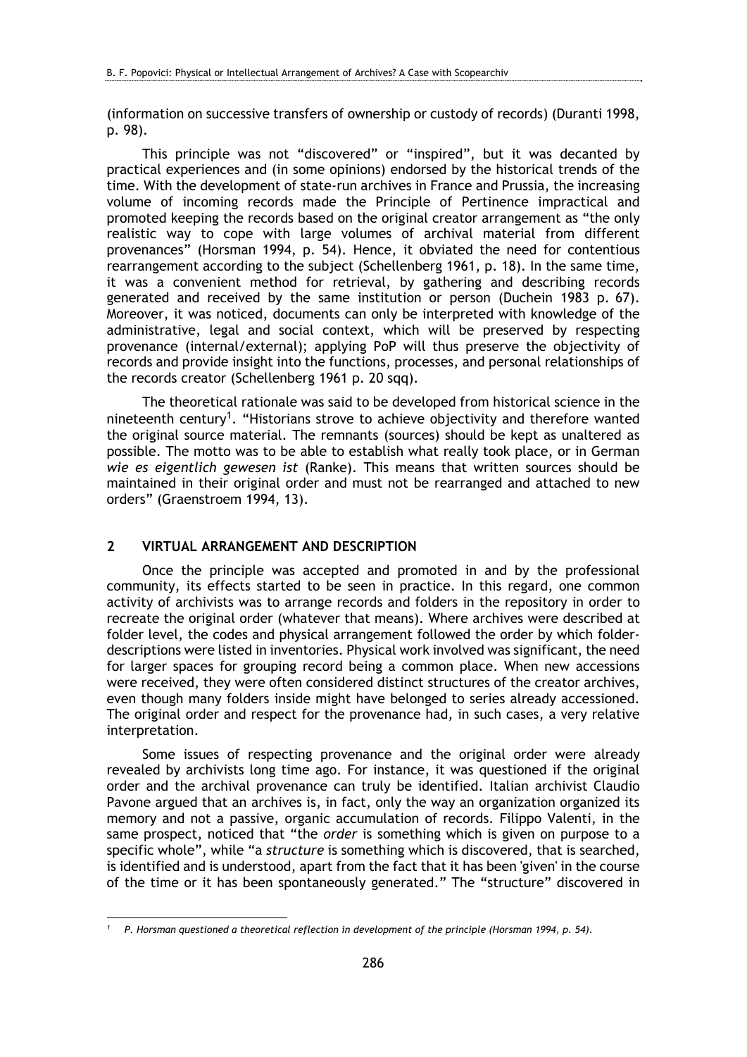(information on successive transfers of ownership or custody of records) (Duranti 1998, p. 98).

This principle was not "discovered" or "inspired", but it was decanted by practical experiences and (in some opinions) endorsed by the historical trends of the time. With the development of state-run archives in France and Prussia, the increasing volume of incoming records made the Principle of Pertinence impractical and promoted keeping the records based on the original creator arrangement as "the only realistic way to cope with large volumes of archival material from different provenances" (Horsman 1994, p. 54). Hence, it obviated the need for contentious rearrangement according to the subject (Schellenberg 1961, p. 18). In the same time, it was a convenient method for retrieval, by gathering and describing records generated and received by the same institution or person (Duchein 1983 p. 67). Moreover, it was noticed, documents can only be interpreted with knowledge of the administrative, legal and social context, which will be preserved by respecting provenance (internal/external); applying PoP will thus preserve the objectivity of records and provide insight into the functions, processes, and personal relationships of the records creator (Schellenberg 1961 p. 20 sqq).

The theoretical rationale was said to be developed from historical science in the nineteenth century[1]. "Historians strove to achieve objectivity and therefore wanted the original source material. The remnants (sources) should be kept as unaltered as possible. The motto was to be able to establish what really took place, or in German *wie es eigentlich gewesen ist* (Ranke). This means that written sources should be maintained in their original order and must not be rearranged and attached to new orders" (Graenstroem 1994, 13).

## 2 VIRTUAL ARRANGEMENT AND DESCRIPTION

Once the principle was accepted and promoted in and by the professional community, its effects started to be seen in practice. In this regard, one common activity of archivists was to arrange records and folders in the repository in order to recreate the original order (whatever that means). Where archives were described at folder level, the codes and physical arrangement followed the order by which folder-descriptions were listed in inventories. Physical work involved was significant, the need for larger spaces for grouping record being a common place. When new accessions were received, they were often considered distinct structures of the creator archives, even though many folders inside might have belonged to series already accessioned. The original order and respect for the provenance had, in such cases, a very relative interpretation.

Some issues of respecting provenance and the original order were already revealed by archivists long time ago. For instance, it was questioned if the original order and the archival provenance can truly be identified. Italian archivist Claudio Pavone argued that an archives is, in fact, only the way an organization organized its memory and not a passive, organic accumulation of records. Filippo Valenti, in the same prospect, noticed that "the *order* is something which is given on purpose to a specific whole", while "a *structure* is something which is discovered, that is searched, is identified and is understood, apart from the fact that it has been 'given' in the course of the time or it has been spontaneously generated." The "structure" discovered in

---

[1] *P. Horsman questioned a theoretical reflection in development of the principle (Horsman 1994, p. 54).*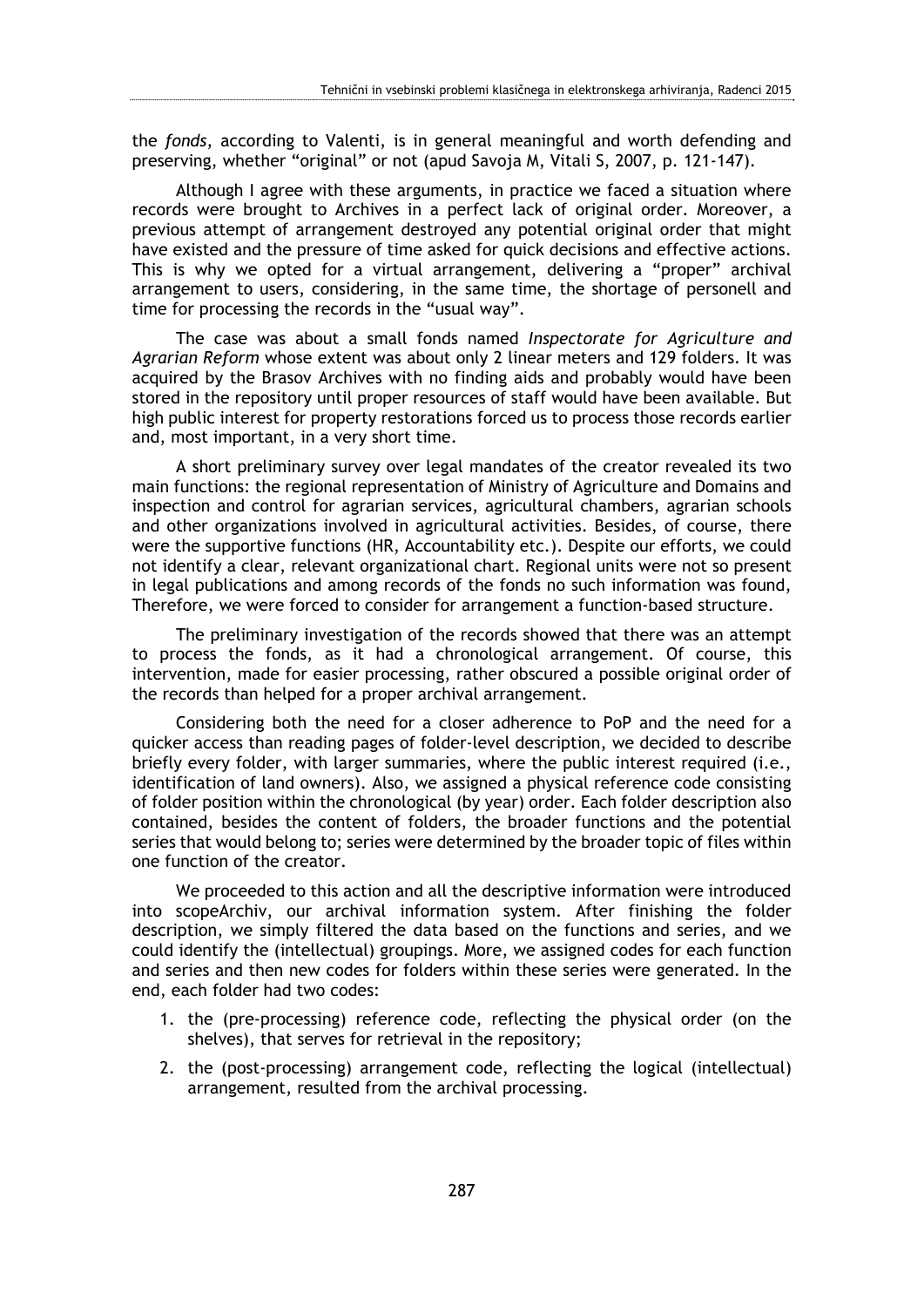the *fonds*, according to Valenti, is in general meaningful and worth defending and preserving, whether "original" or not (apud Savoja M, Vitali S, 2007, p. 121-147).

Although I agree with these arguments, in practice we faced a situation where records were brought to Archives in a perfect lack of original order. Moreover, a previous attempt of arrangement destroyed any potential original order that might have existed and the pressure of time asked for quick decisions and effective actions. This is why we opted for a virtual arrangement, delivering a "proper" archival arrangement to users, considering, in the same time, the shortage of personell and time for processing the records in the "usual way".

The case was about a small fonds named *Inspectorate for Agriculture and Agrarian Reform* whose extent was about only 2 linear meters and 129 folders. It was acquired by the Brasov Archives with no finding aids and probably would have been stored in the repository until proper resources of staff would have been available. But high public interest for property restorations forced us to process those records earlier and, most important, in a very short time.

A short preliminary survey over legal mandates of the creator revealed its two main functions: the regional representation of Ministry of Agriculture and Domains and inspection and control for agrarian services, agricultural chambers, agrarian schools and other organizations involved in agricultural activities. Besides, of course, there were the supportive functions (HR, Accountability etc.). Despite our efforts, we could not identify a clear, relevant organizational chart. Regional units were not so present in legal publications and among records of the fonds no such information was found, Therefore, we were forced to consider for arrangement a function-based structure.

The preliminary investigation of the records showed that there was an attempt to process the fonds, as it had a chronological arrangement. Of course, this intervention, made for easier processing, rather obscured a possible original order of the records than helped for a proper archival arrangement.

Considering both the need for a closer adherence to PoP and the need for a quicker access than reading pages of folder-level description, we decided to describe briefly every folder, with larger summaries, where the public interest required (i.e., identification of land owners). Also, we assigned a physical reference code consisting of folder position within the chronological (by year) order. Each folder description also contained, besides the content of folders, the broader functions and the potential series that would belong to; series were determined by the broader topic of files within one function of the creator.

We proceeded to this action and all the descriptive information were introduced into scopeArchiv, our archival information system. After finishing the folder description, we simply filtered the data based on the functions and series, and we could identify the (intellectual) groupings. More, we assigned codes for each function and series and then new codes for folders within these series were generated. In the end, each folder had two codes:

1. the (pre-processing) reference code, reflecting the physical order (on the shelves), that serves for retrieval in the repository;
2. the (post-processing) arrangement code, reflecting the logical (intellectual) arrangement, resulted from the archival processing.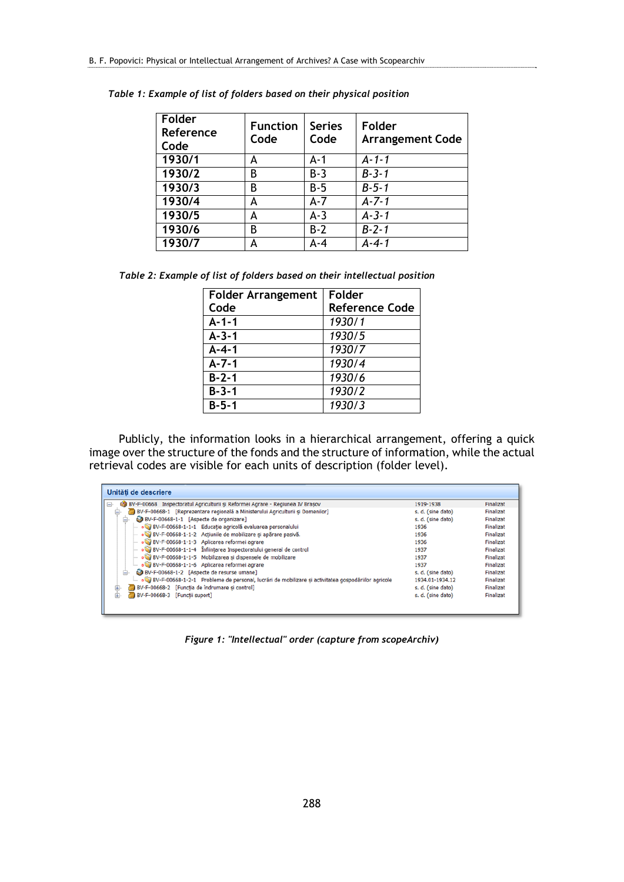*Table 1: Example of list of folders based on their physical position*

| Folder Reference Code | Function Code | Series Code | Folder Arrangement Code |
|---|---|---|---|
| **1930/1** | A | A-1 | *A-1-1* |
| **1930/2** | B | B-3 | *B-3-1* |
| **1930/3** | B | B-5 | *B-5-1* |
| **1930/4** | A | A-7 | *A-7-1* |
| **1930/5** | A | A-3 | *A-3-1* |
| **1930/6** | B | B-2 | *B-2-1* |
| **1930/7** | A | A-4 | *A-4-1* |

*Table 2: Example of list of folders based on their intellectual position*

| Folder Arrangement Code | Folder Reference Code |
|---|---|
| **A-1-1** | *1930/1* |
| **A-3-1** | *1930/5* |
| **A-4-1** | *1930/7* |
| **A-7-1** | *1930/4* |
| **B-2-1** | *1930/6* |
| **B-3-1** | *1930/2* |
| **B-5-1** | *1930/3* |

Publicly, the information looks in a hierarchical arrangement, offering a quick image over the structure of the fonds and the structure of information, while the actual retrieval codes are visible for each units of description (folder level).

**Unități de descriere**

| | | |
|---|---|---|
| BV-F-00668 Inspectoratul Agriculturii și Reformei Agrare - Regiunea IV Brașov | 1919-1938 | Finalizat |
| BV-F-00668-1 [Reprezentare regională a Ministerului Agriculturii și Domeniilor] | s. d. (sine dato) | Finalizat |
| BV-F-00668-1-1 [Aspecte de organizare] | s. d. (sine dato) | Finalizat |
| BV-F-00668-1-1-1 Educație agricolă evaluarea personalului | 1936 | Finalizat |
| BV-F-00668-1-1-2 Acțiunile de mobilizare și apărare pasivă. | 1936 | Finalizat |
| BV-F-00668-1-1-3 Aplicarea reformei agrare | 1936 | Finalizat |
| BV-F-00668-1-1-4 Înființarea Inspectoratului general de control | 1937 | Finalizat |
| BV-F-00668-1-1-5 Mobilizarea și dispensele de mobilizare | 1937 | Finalizat |
| BV-F-00668-1-1-6 Aplicarea reformei agrare | 1937 | Finalizat |
| BV-F-00668-1-2 [Aspecte de resurse umane] | s. d. (sine dato) | Finalizat |
| BV-F-00668-1-2-1 Probleme de personal, lucrări de mobilizare și activitatea gospodăriilor agricole | 1934.01-1934.12 | Finalizat |
| BV-F-00668-2 [Funcția de îndrumare și control] | s. d. (sine dato) | Finalizat |
| BV-F-00668-3 [Funcții suport] | s. d. (sine dato) | Finalizat |

*Figure 1: "Intellectual" order (capture from scopeArchiv)*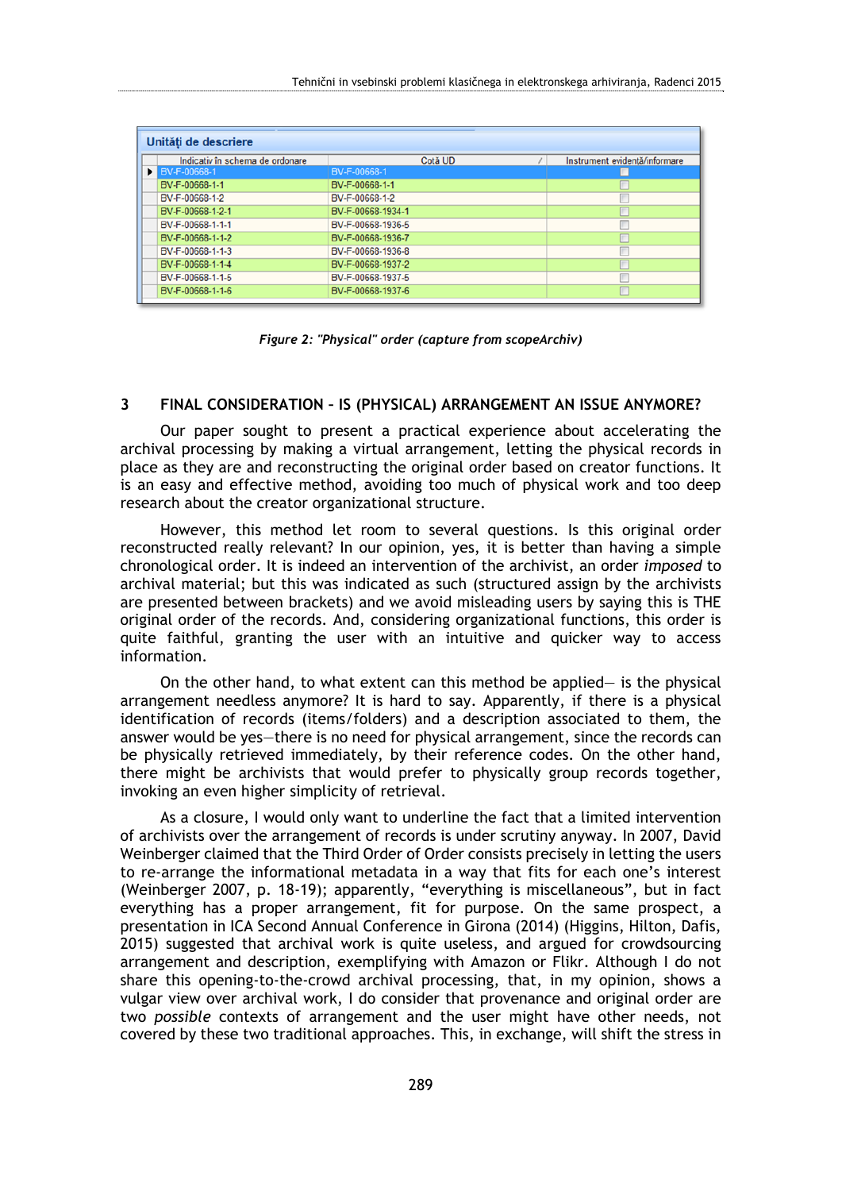**Unități de descriere**

| Indicativ în schema de ordonare | Cotă UD | Instrument evidență/informare |
|---|---|---|
| BV-F-00668-1 | BV-F-00668-1 | ☐ |
| BV-F-00668-1-1 | BV-F-00668-1-1 | ☐ |
| BV-F-00668-1-2 | BV-F-00668-1-2 | ☐ |
| BV-F-00668-1-2-1 | BV-F-00668-1934-1 | ☐ |
| BV-F-00668-1-1-1 | BV-F-00668-1936-5 | ☐ |
| BV-F-00668-1-1-2 | BV-F-00668-1936-7 | ☐ |
| BV-F-00668-1-1-3 | BV-F-00668-1936-8 | ☐ |
| BV-F-00668-1-1-4 | BV-F-00668-1937-2 | ☐ |
| BV-F-00668-1-1-5 | BV-F-00668-1937-5 | ☐ |
| BV-F-00668-1-1-6 | BV-F-00668-1937-6 | ☐ |

*Figure 2: "Physical" order (capture from scopeArchiv)*

## 3 FINAL CONSIDERATION – IS (PHYSICAL) ARRANGEMENT AN ISSUE ANYMORE?

Our paper sought to present a practical experience about accelerating the archival processing by making a virtual arrangement, letting the physical records in place as they are and reconstructing the original order based on creator functions. It is an easy and effective method, avoiding too much of physical work and too deep research about the creator organizational structure.

However, this method let room to several questions. Is this original order reconstructed really relevant? In our opinion, yes, it is better than having a simple chronological order. It is indeed an intervention of the archivist, an order *imposed* to archival material; but this was indicated as such (structured assign by the archivists are presented between brackets) and we avoid misleading users by saying this is THE original order of the records. And, considering organizational functions, this order is quite faithful, granting the user with an intuitive and quicker way to access information.

On the other hand, to what extent can this method be applied— is the physical arrangement needless anymore? It is hard to say. Apparently, if there is a physical identification of records (items/folders) and a description associated to them, the answer would be yes—there is no need for physical arrangement, since the records can be physically retrieved immediately, by their reference codes. On the other hand, there might be archivists that would prefer to physically group records together, invoking an even higher simplicity of retrieval.

As a closure, I would only want to underline the fact that a limited intervention of archivists over the arrangement of records is under scrutiny anyway. In 2007, David Weinberger claimed that the Third Order of Order consists precisely in letting the users to re-arrange the informational metadata in a way that fits for each one's interest (Weinberger 2007, p. 18-19); apparently, "everything is miscellaneous", but in fact everything has a proper arrangement, fit for purpose. On the same prospect, a presentation in ICA Second Annual Conference in Girona (2014) (Higgins, Hilton, Dafis, 2015) suggested that archival work is quite useless, and argued for crowdsourcing arrangement and description, exemplifying with Amazon or Flikr. Although I do not share this opening-to-the-crowd archival processing, that, in my opinion, shows a vulgar view over archival work, I do consider that provenance and original order are two *possible* contexts of arrangement and the user might have other needs, not covered by these two traditional approaches. This, in exchange, will shift the stress in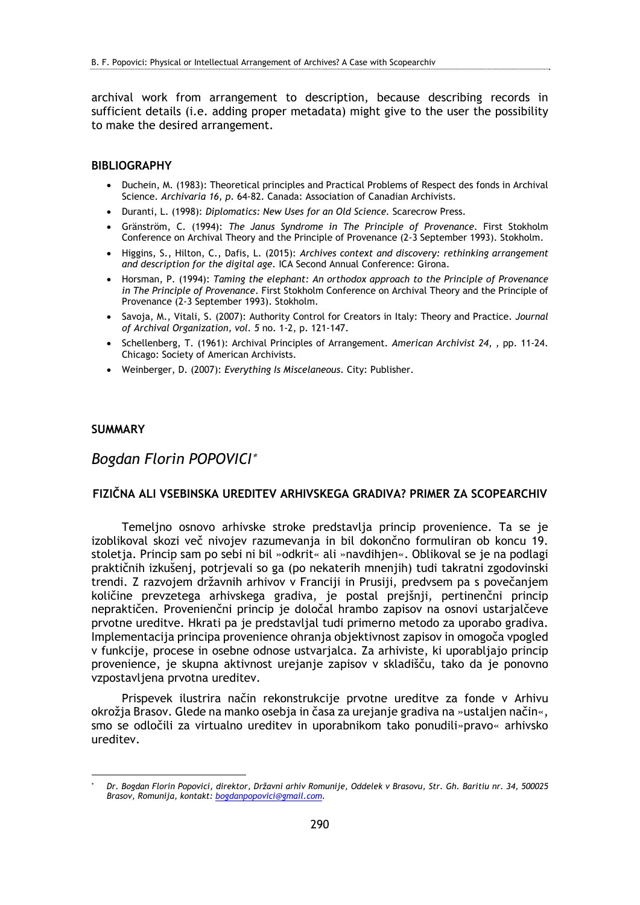archival work from arrangement to description, because describing records in sufficient details (i.e. adding proper metadata) might give to the user the possibility to make the desired arrangement.

## BIBLIOGRAPHY

- Duchein, M. (1983): Theoretical principles and Practical Problems of Respect des fonds in Archival Science. *Archivaria 16, p.* 64-82. Canada: Association of Canadian Archivists.
- Duranti, L. (1998): *Diplomatics: New Uses for an Old Science.* Scarecrow Press.
- Gränström, C. (1994): *The Janus Syndrome in The Principle of Provenance.* First Stokholm Conference on Archival Theory and the Principle of Provenance (2-3 September 1993). Stokholm.
- Higgins, S., Hilton, C., Dafis, L. (2015): *Archives context and discovery: rethinking arrangement and description for the digital age.* ICA Second Annual Conference: Girona.
- Horsman, P. (1994): *Taming the elephant: An orthodox approach to the Principle of Provenance in The Principle of Provenance*. First Stokholm Conference on Archival Theory and the Principle of Provenance (2-3 September 1993). Stokholm.
- Savoja, M., Vitali, S. (2007): Authority Control for Creators in Italy: Theory and Practice. *Journal of Archival Organization, vol. 5* no. 1-2, p. 121-147.
- Schellenberg, T. (1961): Archival Principles of Arrangement. *American Archivist 24,* , pp. 11-24. Chicago: Society of American Archivists.
- Weinberger, D. (2007): *Everything Is Miscelaneous*. City: Publisher.

## SUMMARY

## *Bogdan Florin POPOVICI*[*]

### FIZIČNA ALI VSEBINSKA UREDITEV ARHIVSKEGA GRADIVA? PRIMER ZA SCOPEARCHIV

Temeljno osnovo arhivske stroke predstavlja princip provenience. Ta se je izoblikoval skozi več nivojev razumevanja in bil dokončno formuliran ob koncu 19. stoletja. Princip sam po sebi ni bil »odkrit« ali »navdihjen«. Oblikoval se je na podlagi praktičnih izkušenj, potrjevali so ga (po nekaterih mnenjih) tudi takratni zgodovinski trendi. Z razvojem državnih arhivov v Franciji in Prusiji, predvsem pa s povečanjem količine prevzetega arhivskega gradiva, je postal prejšnji, pertinenčni princip nepraktičen. Provenienčni princip je določal hrambo zapisov na osnovi ustarjalčeve prvotne ureditve. Hkrati pa je predstavljal tudi primerno metodo za uporabo gradiva. Implementacija principa provenience ohranja objektivnost zapisov in omogoča vpogled v funkcije, procese in osebne odnose ustvarjalca. Za arhiviste, ki uporabljajo princip provenience, je skupna aktivnost urejanje zapisov v skladišču, tako da je ponovno vzpostavljena prvotna ureditev.

Prispevek ilustrira način rekonstrukcije prvotne ureditve za fonde v Arhivu okrožja Brasov. Glede na manko osebja in časa za urejanje gradiva na »ustaljen način«, smo se odločili za virtualno ureditev in uporabnikom tako ponudili»pravo« arhivsko ureditev.

---

[*] *Dr. Bogdan Florin Popovici, direktor, Državni arhiv Romunije, Oddelek v Brasovu, Str. Gh. Baritiu nr. 34, 500025 Brasov, Romunija, kontakt: bogdanpopovici@gmail.com.*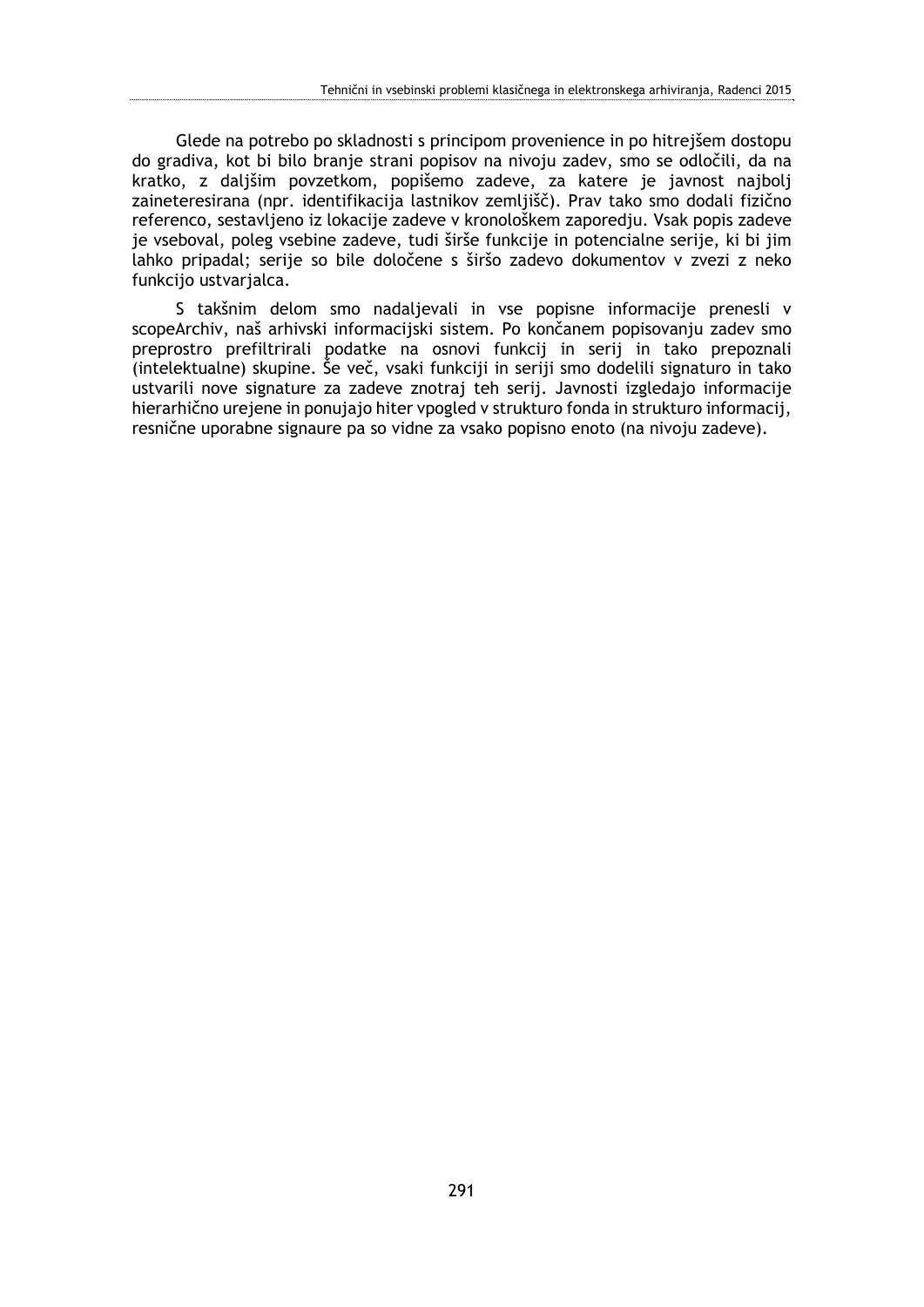Glede na potrebo po skladnosti s principom provenience in po hitrejšem dostopu do gradiva, kot bi bilo branje strani popisov na nivoju zadev, smo se odločili, da na kratko, z daljšim povzetkom, popišemo zadeve, za katere je javnost najbolj zaineteresirana (npr. identifikacija lastnikov zemljišč). Prav tako smo dodali fizično referenco, sestavljeno iz lokacije zadeve v kronološkem zaporedju. Vsak popis zadeve je vseboval, poleg vsebine zadeve, tudi širše funkcije in potencialne serije, ki bi jim lahko pripadal; serije so bile določene s širšo zadevo dokumentov v zvezi z neko funkcijo ustvarjalca.

S takšnim delom smo nadaljevali in vse popisne informacije prenesli v scopeArchiv, naš arhivski informacijski sistem. Po končanem popisovanju zadev smo preprostro prefiltrirali podatke na osnovi funkcij in serij in tako prepoznali (intelektualne) skupine. Še več, vsaki funkciji in seriji smo dodelili signaturo in tako ustvarili nove signature za zadeve znotraj teh serij. Javnosti izgledajo informacije hierarhično urejene in ponujajo hiter vpogled v strukturo fonda in strukturo informacij, resnične uporabne signaure pa so vidne za vsako popisno enoto (na nivoju zadeve).